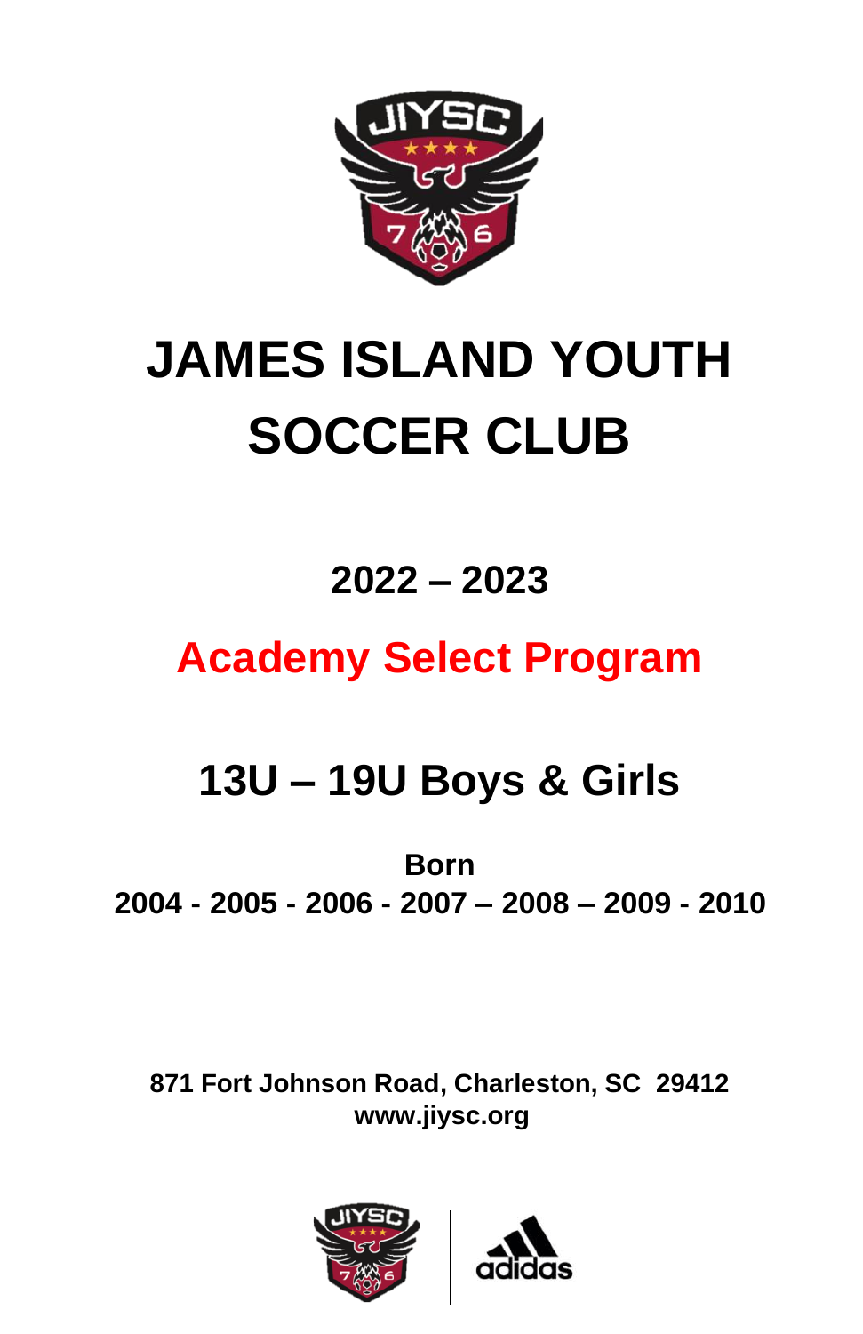# JAMES ISLAND YOUTH SOCCER CLUB

## 2022 – 2023

## Academy Select Program

## 13U – 19U Boys & Girls

**Born**
**2004 - 2005 - 2006 - 2007 – 2008 – 2009 - 2010**

**871 Fort Johnson Road, Charleston, SC 29412**
**www.jiysc.org**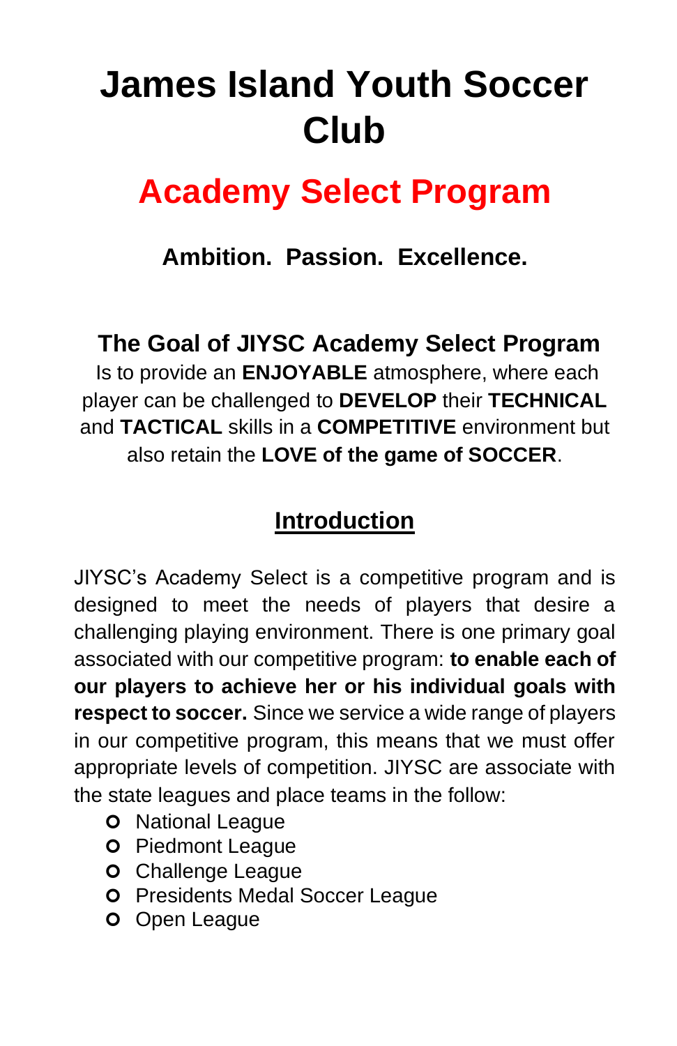# James Island Youth Soccer Club

## Academy Select Program

### Ambition. Passion. Excellence.

### The Goal of JIYSC Academy Select Program

Is to provide an **ENJOYABLE** atmosphere, where each player can be challenged to **DEVELOP** their **TECHNICAL** and **TACTICAL** skills in a **COMPETITIVE** environment but also retain the **LOVE of the game of SOCCER**.

## Introduction

JIYSC's Academy Select is a competitive program and is designed to meet the needs of players that desire a challenging playing environment. There is one primary goal associated with our competitive program: **to enable each of our players to achieve her or his individual goals with respect to soccer.** Since we service a wide range of players in our competitive program, this means that we must offer appropriate levels of competition. JIYSC are associate with the state leagues and place teams in the follow:

- National League
- Piedmont League
- Challenge League
- Presidents Medal Soccer League
- Open League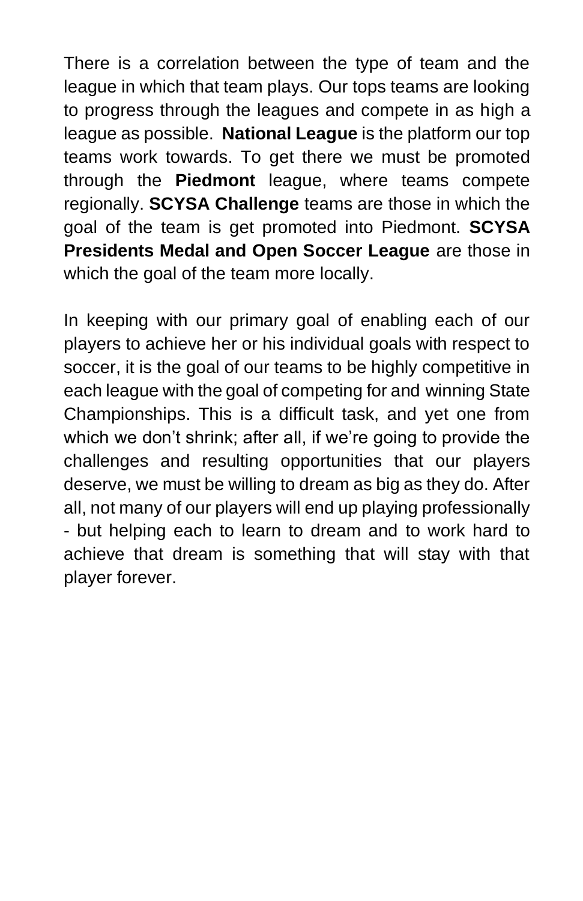There is a correlation between the type of team and the league in which that team plays. Our tops teams are looking to progress through the leagues and compete in as high a league as possible. **National League** is the platform our top teams work towards. To get there we must be promoted through the **Piedmont** league, where teams compete regionally. **SCYSA Challenge** teams are those in which the goal of the team is get promoted into Piedmont. **SCYSA Presidents Medal and Open Soccer League** are those in which the goal of the team more locally.

In keeping with our primary goal of enabling each of our players to achieve her or his individual goals with respect to soccer, it is the goal of our teams to be highly competitive in each league with the goal of competing for and winning State Championships. This is a difficult task, and yet one from which we don't shrink; after all, if we're going to provide the challenges and resulting opportunities that our players deserve, we must be willing to dream as big as they do. After all, not many of our players will end up playing professionally - but helping each to learn to dream and to work hard to achieve that dream is something that will stay with that player forever.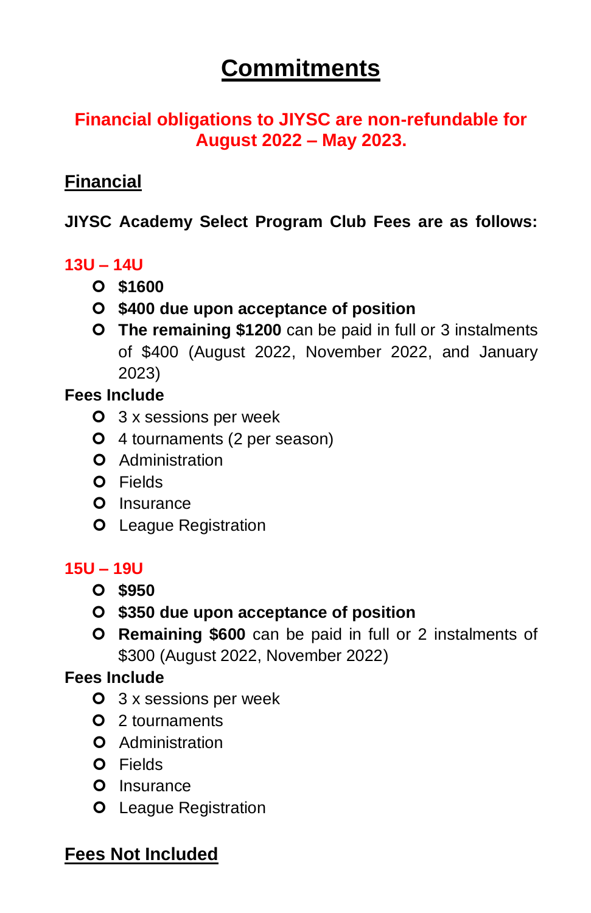# Commitments

**Financial obligations to JIYSC are non-refundable for August 2022 – May 2023.**

## Financial

**JIYSC Academy Select Program Club Fees are as follows:**

**13U – 14U**

- **$1600**
- **$400 due upon acceptance of position**
- **The remaining $1200** can be paid in full or 3 instalments of $400 (August 2022, November 2022, and January 2023)

**Fees Include**

- 3 x sessions per week
- 4 tournaments (2 per season)
- Administration
- Fields
- Insurance
- League Registration

**15U – 19U**

- **$950**
- **$350 due upon acceptance of position**
- **Remaining $600** can be paid in full or 2 instalments of $300 (August 2022, November 2022)

**Fees Include**

- 3 x sessions per week
- 2 tournaments
- Administration
- Fields
- Insurance
- League Registration

## Fees Not Included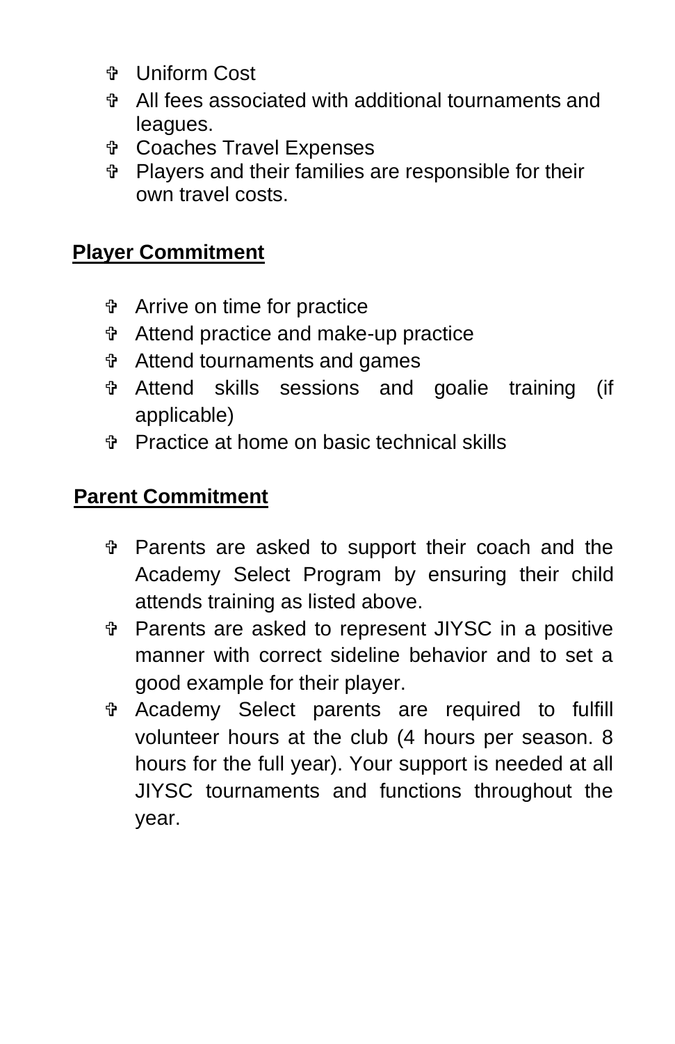- Uniform Cost
- All fees associated with additional tournaments and leagues.
- Coaches Travel Expenses
- Players and their families are responsible for their own travel costs.

**Player Commitment**

- Arrive on time for practice
- Attend practice and make-up practice
- Attend tournaments and games
- Attend skills sessions and goalie training (if applicable)
- Practice at home on basic technical skills

**Parent Commitment**

- Parents are asked to support their coach and the Academy Select Program by ensuring their child attends training as listed above.
- Parents are asked to represent JIYSC in a positive manner with correct sideline behavior and to set a good example for their player.
- Academy Select parents are required to fulfill volunteer hours at the club (4 hours per season. 8 hours for the full year). Your support is needed at all JIYSC tournaments and functions throughout the year.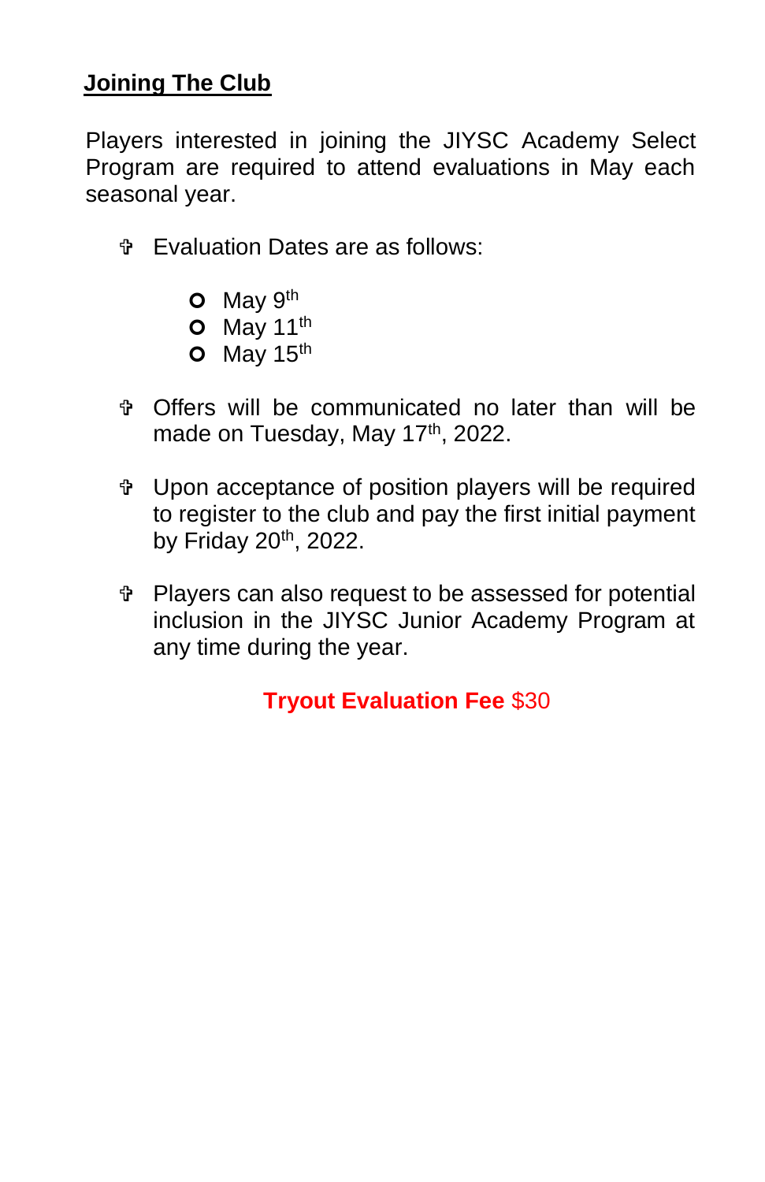## Joining The Club

Players interested in joining the JIYSC Academy Select Program are required to attend evaluations in May each seasonal year.

- Evaluation Dates are as follows:
  - May 9th
  - May 11th
  - May 15th
- Offers will be communicated no later than will be made on Tuesday, May 17th, 2022.
- Upon acceptance of position players will be required to register to the club and pay the first initial payment by Friday 20th, 2022.
- Players can also request to be assessed for potential inclusion in the JIYSC Junior Academy Program at any time during the year.

**Tryout Evaluation Fee** $30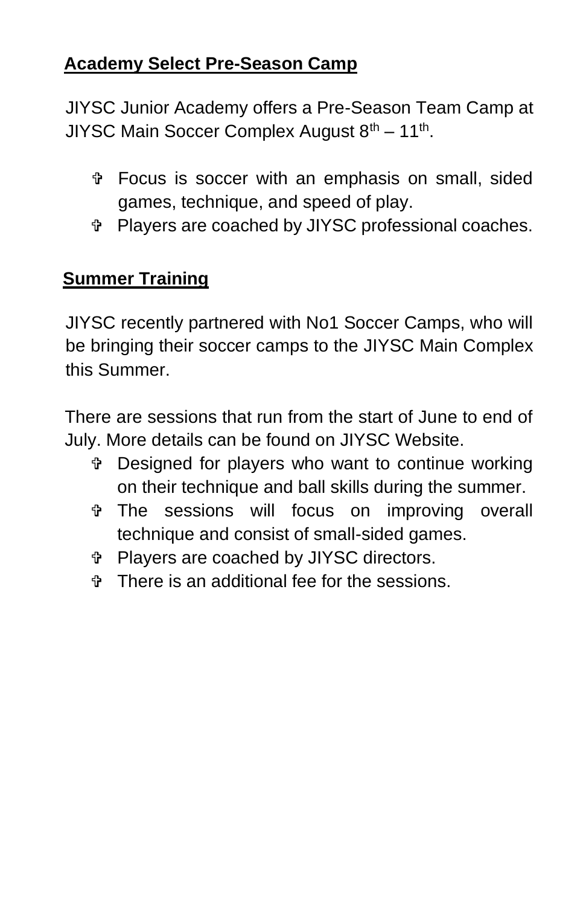## Academy Select Pre-Season Camp

JIYSC Junior Academy offers a Pre-Season Team Camp at JIYSC Main Soccer Complex August 8th – 11th.

- Focus is soccer with an emphasis on small, sided games, technique, and speed of play.
- Players are coached by JIYSC professional coaches.

## Summer Training

JIYSC recently partnered with No1 Soccer Camps, who will be bringing their soccer camps to the JIYSC Main Complex this Summer.

There are sessions that run from the start of June to end of July. More details can be found on JIYSC Website.

- Designed for players who want to continue working on their technique and ball skills during the summer.
- The sessions will focus on improving overall technique and consist of small-sided games.
- Players are coached by JIYSC directors.
- There is an additional fee for the sessions.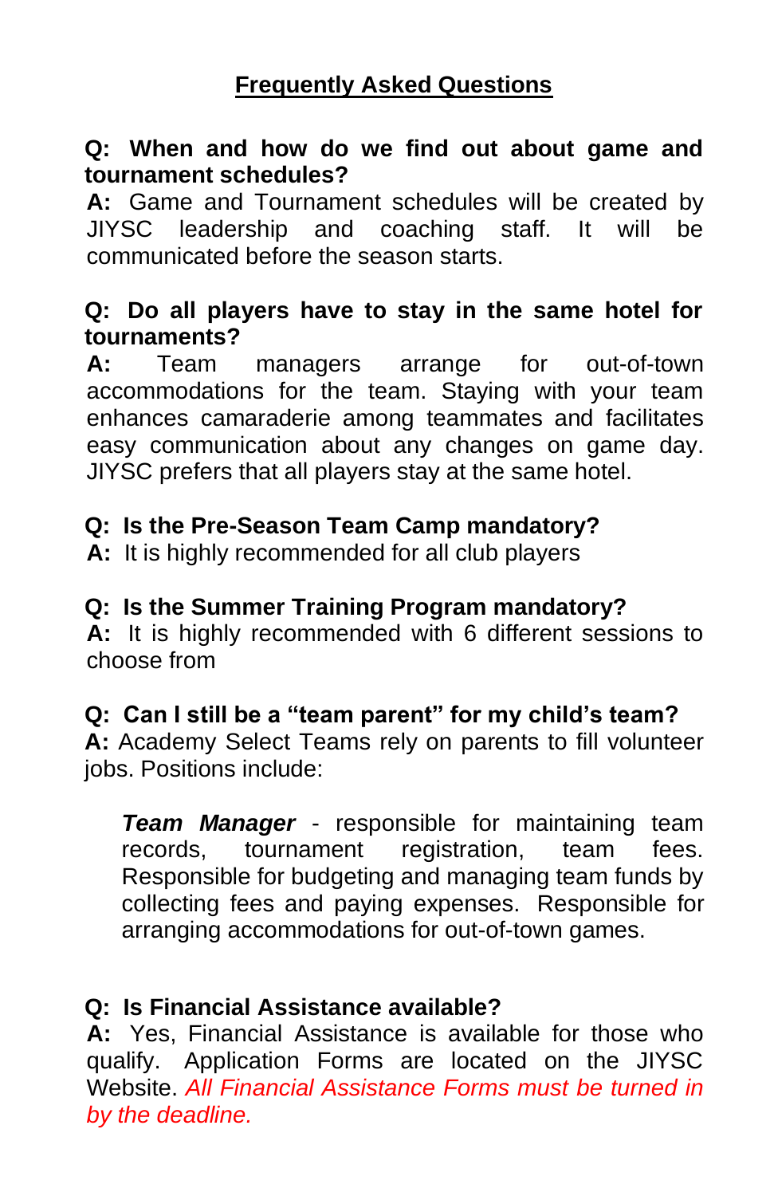## Frequently Asked Questions

**Q: When and how do we find out about game and tournament schedules?**
**A:** Game and Tournament schedules will be created by JIYSC leadership and coaching staff. It will be communicated before the season starts.

**Q: Do all players have to stay in the same hotel for tournaments?**
**A:** Team managers arrange for out-of-town accommodations for the team. Staying with your team enhances camaraderie among teammates and facilitates easy communication about any changes on game day. JIYSC prefers that all players stay at the same hotel.

**Q: Is the Pre-Season Team Camp mandatory?**
**A:** It is highly recommended for all club players

**Q: Is the Summer Training Program mandatory?**
**A:** It is highly recommended with 6 different sessions to choose from

**Q: Can I still be a "team parent" for my child's team?**
**A:** Academy Select Teams rely on parents to fill volunteer jobs. Positions include:

> ***Team Manager*** - responsible for maintaining team records, tournament registration, team fees. Responsible for budgeting and managing team funds by collecting fees and paying expenses. Responsible for arranging accommodations for out-of-town games.

**Q: Is Financial Assistance available?**
**A:** Yes, Financial Assistance is available for those who qualify. Application Forms are located on the JIYSC Website. *All Financial Assistance Forms must be turned in by the deadline.*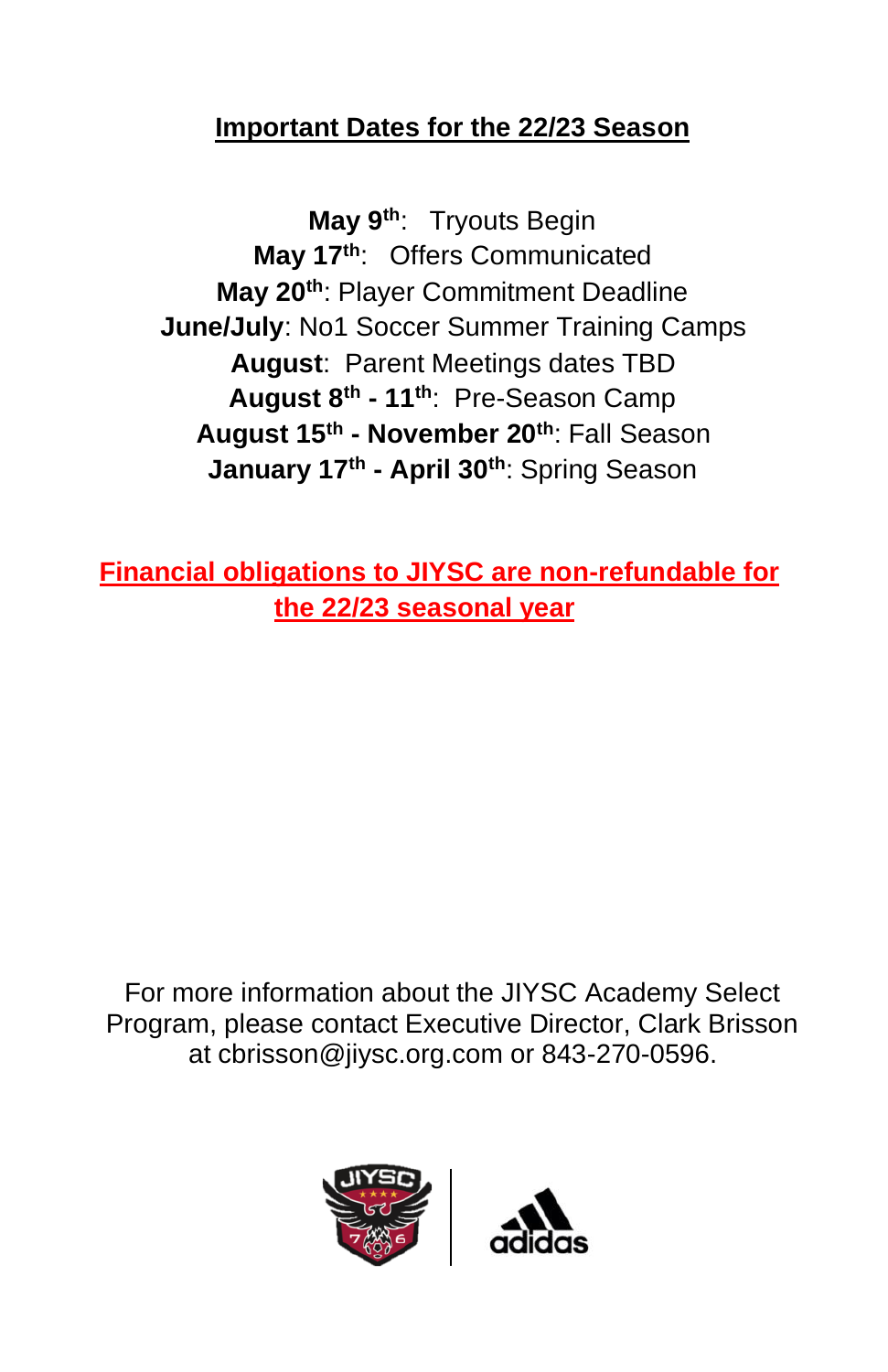## Important Dates for the 22/23 Season

**May 9th**: Tryouts Begin
**May 17th**: Offers Communicated
**May 20th**: Player Commitment Deadline
**June/July**: No1 Soccer Summer Training Camps
**August**: Parent Meetings dates TBD
**August 8th - 11th**: Pre-Season Camp
**August 15th - November 20th**: Fall Season
**January 17th - April 30th**: Spring Season

**Financial obligations to JIYSC are non-refundable for the 22/23 seasonal year**

For more information about the JIYSC Academy Select Program, please contact Executive Director, Clark Brisson at cbrisson@jiysc.org.com or 843-270-0596.